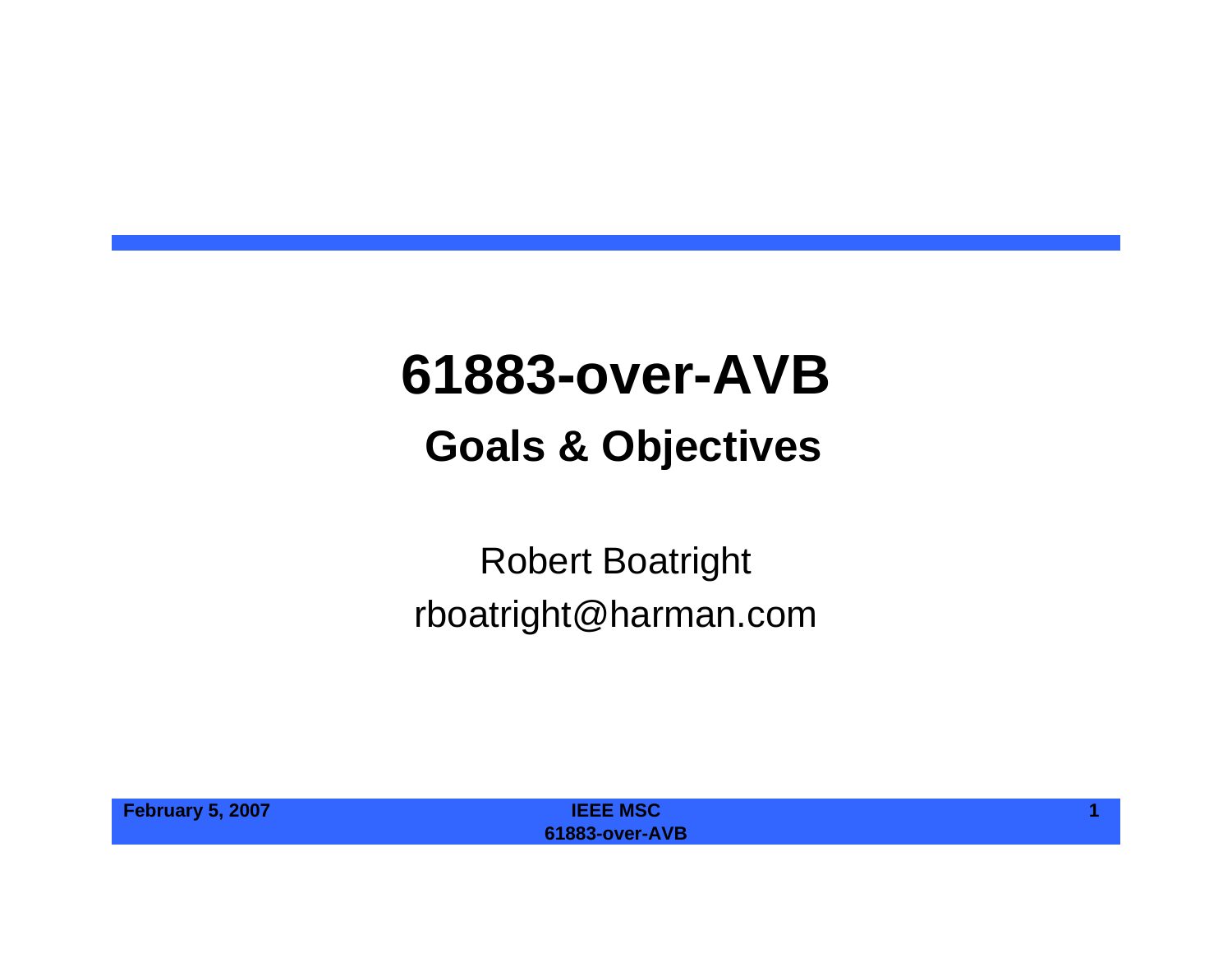# 61883-over-AVB

## Goals & Objectives

Robert Boatright

rboatright@harman.com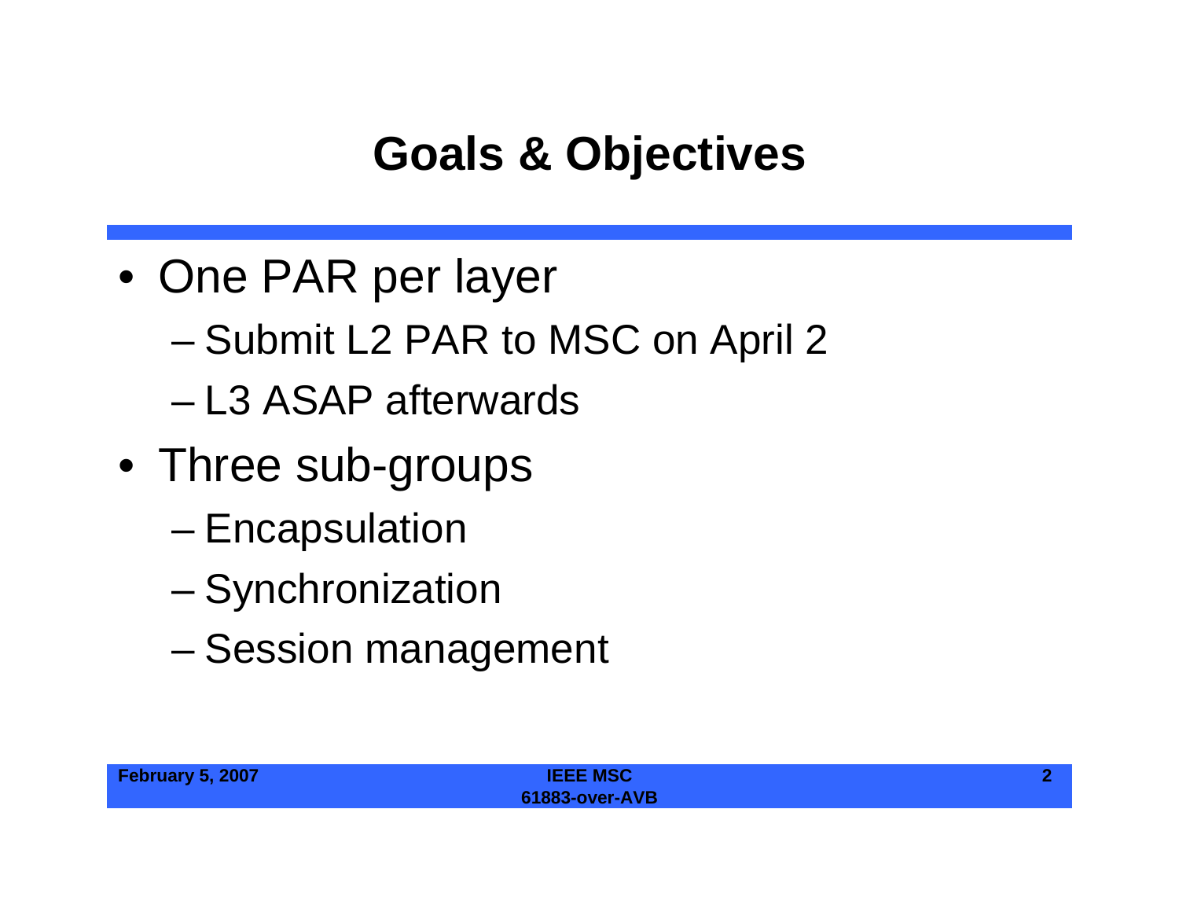# Goals & Objectives

- One PAR per layer
  - Submit L2 PAR to MSC on April 2
  - L3 ASAP afterwards
- Three sub-groups
  - Encapsulation
  - Synchronization
  - Session management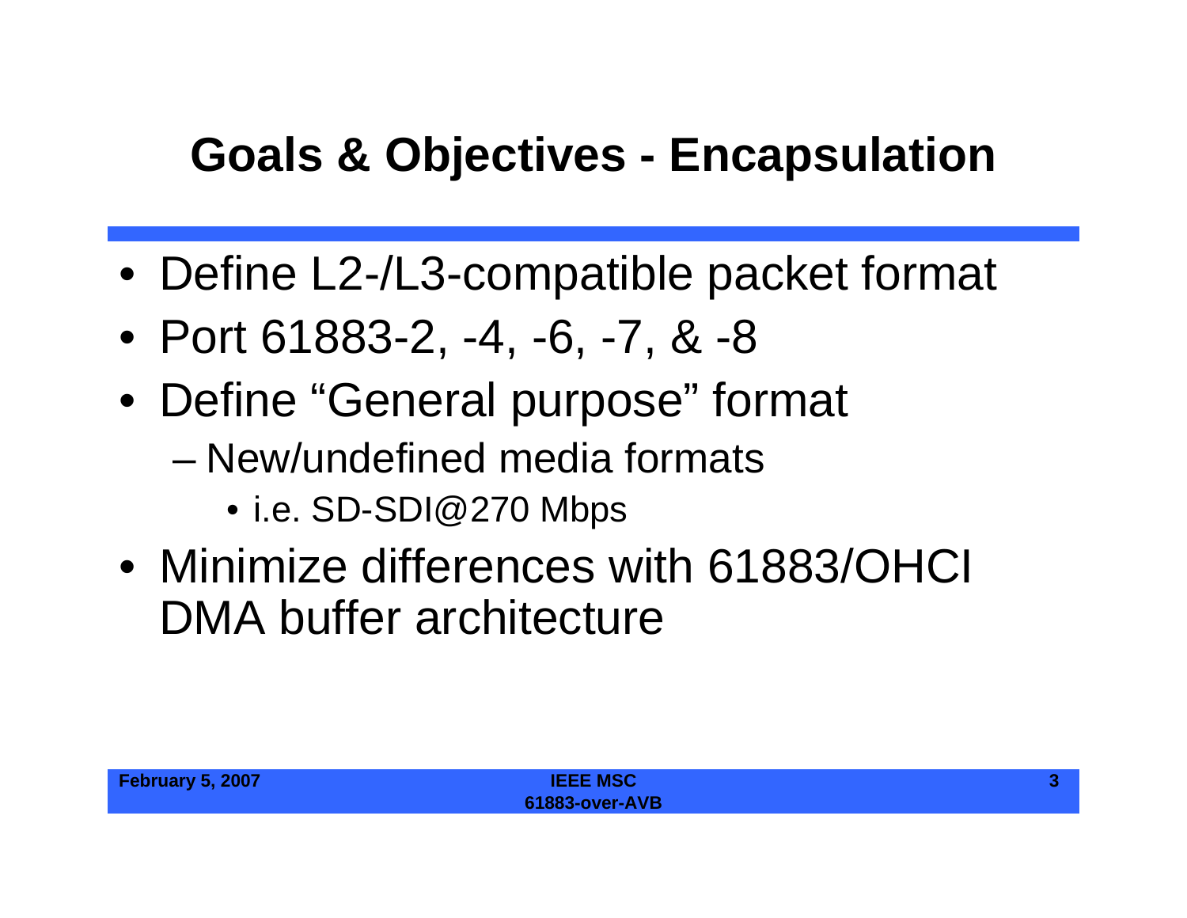# Goals & Objectives - Encapsulation

- Define L2-/L3-compatible packet format
- Port 61883-2, -4, -6, -7, & -8
- Define "General purpose" format
  - New/undefined media formats
    - i.e. SD-SDI@270 Mbps
- Minimize differences with 61883/OHCI DMA buffer architecture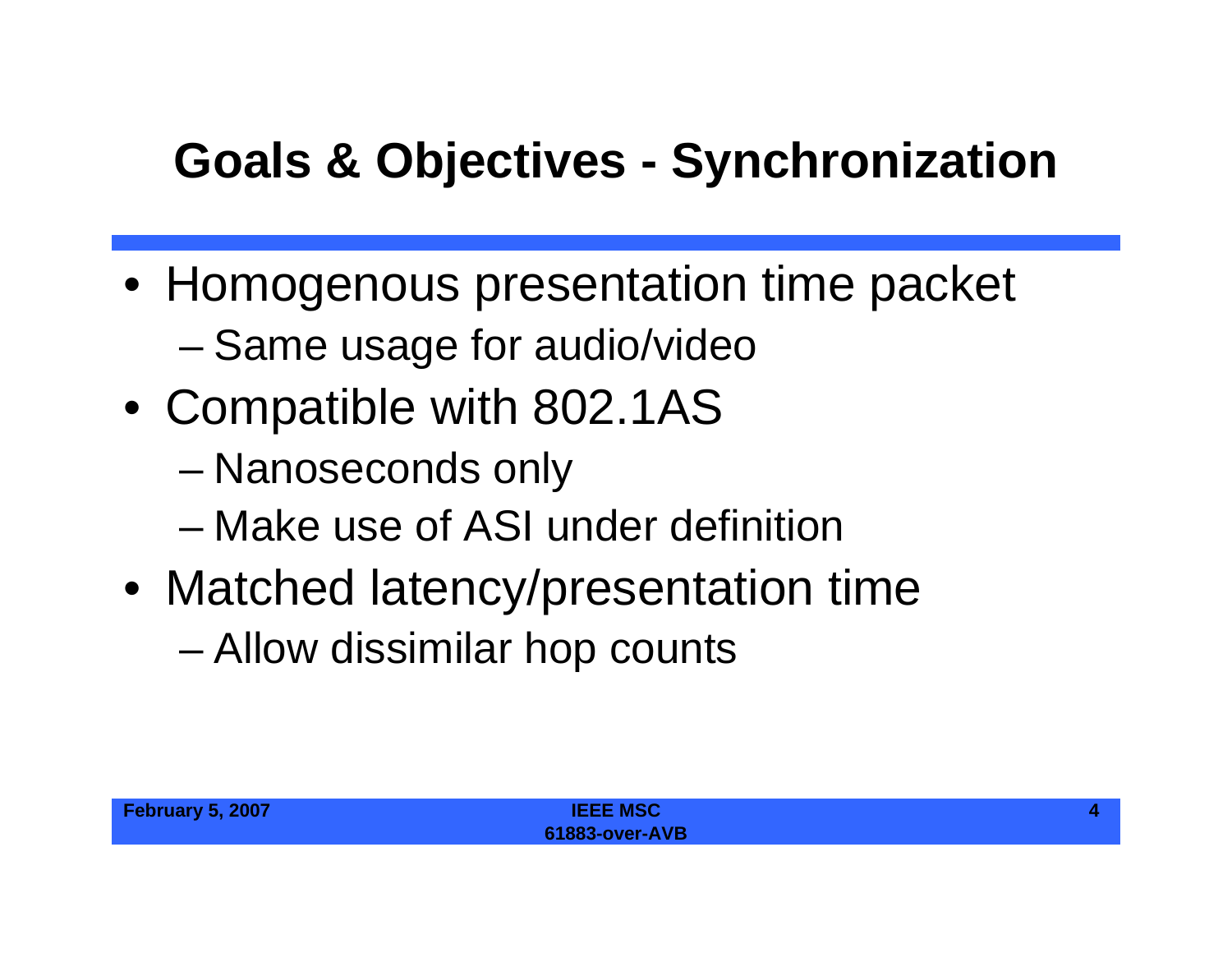# Goals & Objectives - Synchronization

- Homogenous presentation time packet
  - Same usage for audio/video
- Compatible with 802.1AS
  - Nanoseconds only
  - Make use of ASI under definition
- Matched latency/presentation time
  - Allow dissimilar hop counts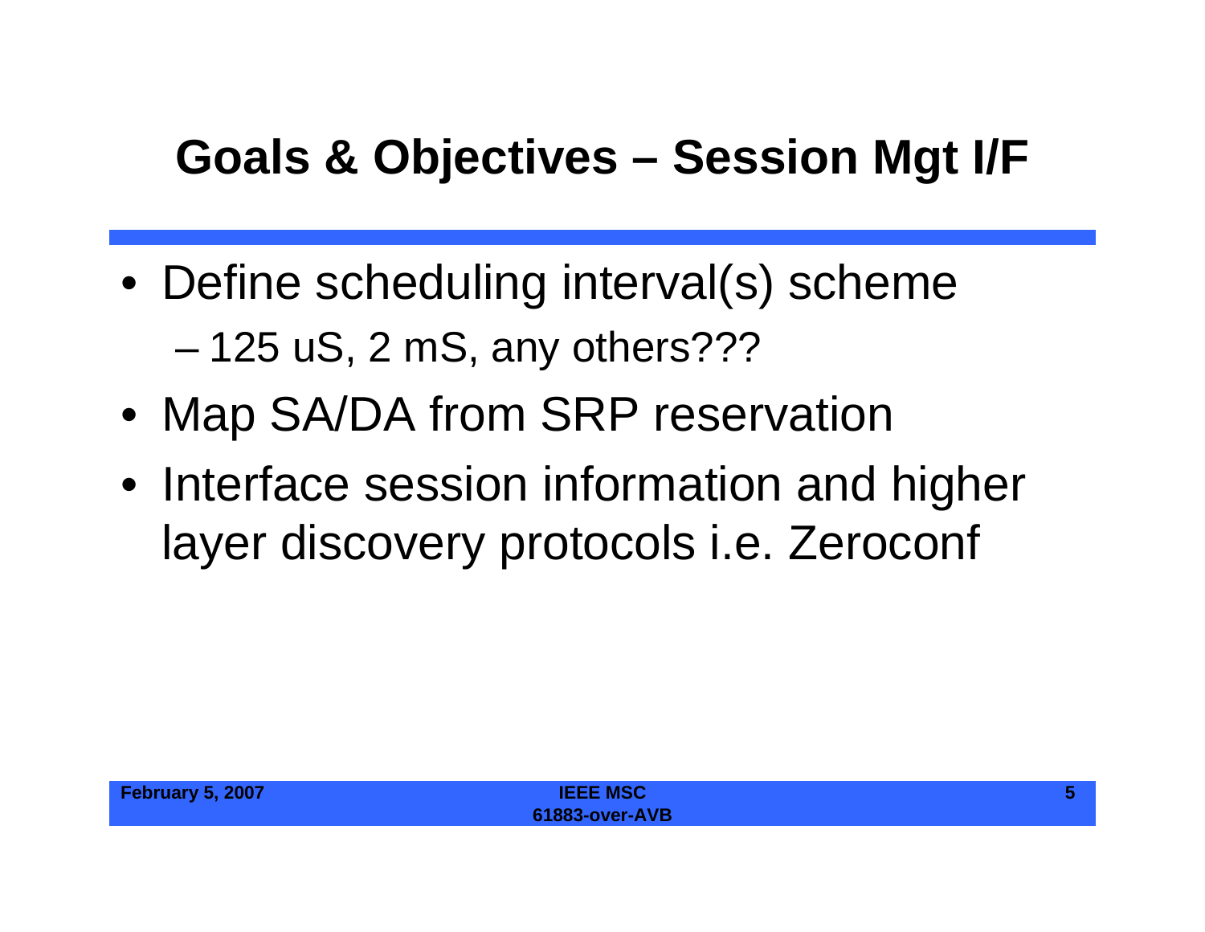# Goals & Objectives – Session Mgt I/F

- Define scheduling interval(s) scheme
  - 125 uS, 2 mS, any others???
- Map SA/DA from SRP reservation
- Interface session information and higher layer discovery protocols i.e. Zeroconf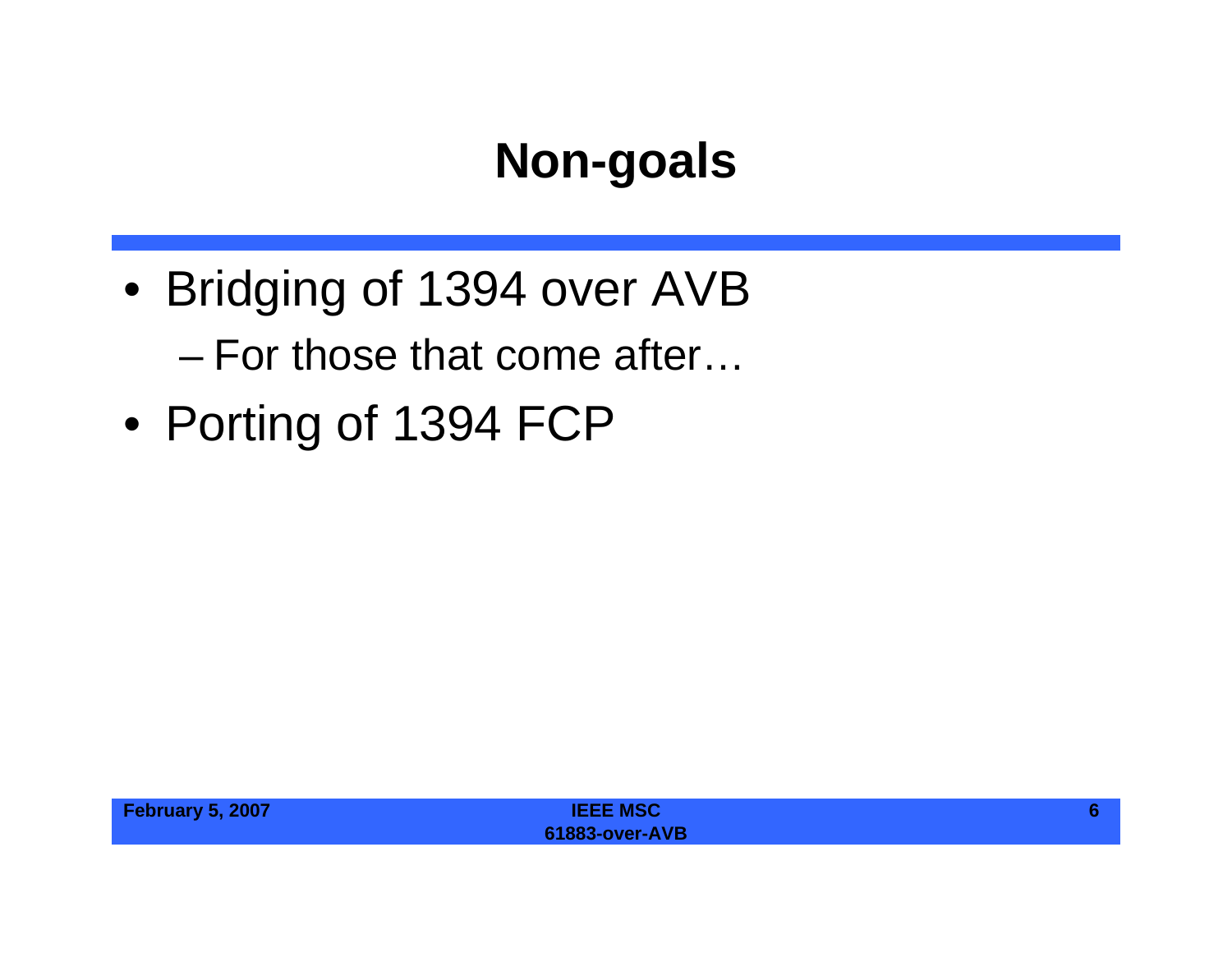# Non-goals

- Bridging of 1394 over AVB
  - For those that come after…
- Porting of 1394 FCP